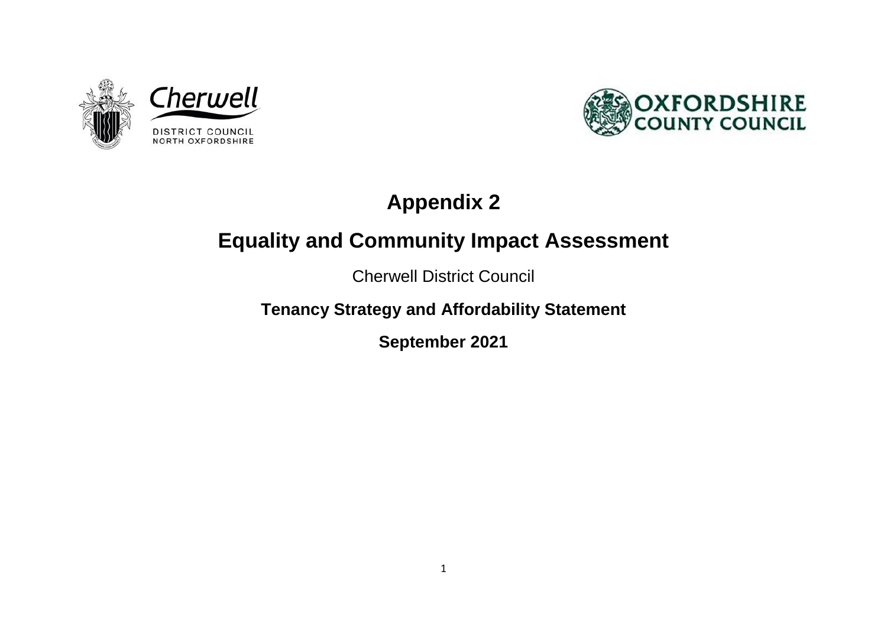# Appendix 2

# Equality and Community Impact Assessment

Cherwell District Council

**Tenancy Strategy and Affordability Statement**

**September 2021**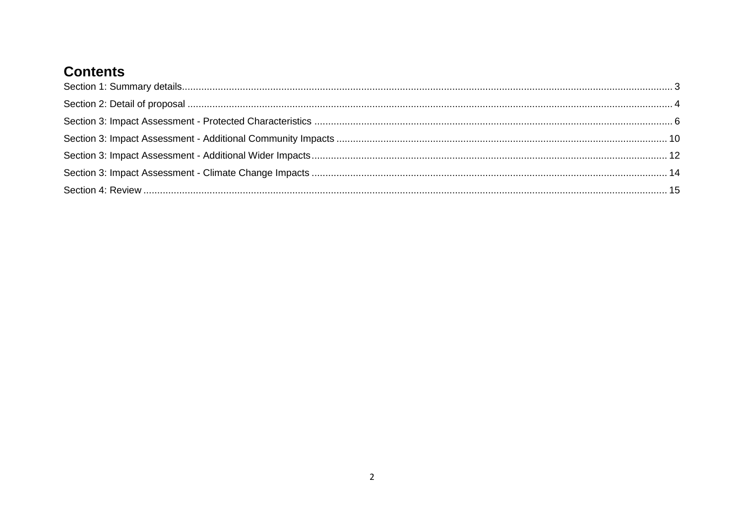# Contents

Section 1: Summary details ........................................................................ 3

Section 2: Detail of proposal ........................................................................ 4

Section 3: Impact Assessment - Protected Characteristics ........................................................................ 6

Section 3: Impact Assessment - Additional Community Impacts ........................................................................ 10

Section 3: Impact Assessment - Additional Wider Impacts ........................................................................ 12

Section 3: Impact Assessment - Climate Change Impacts ........................................................................ 14

Section 4: Review ........................................................................ 15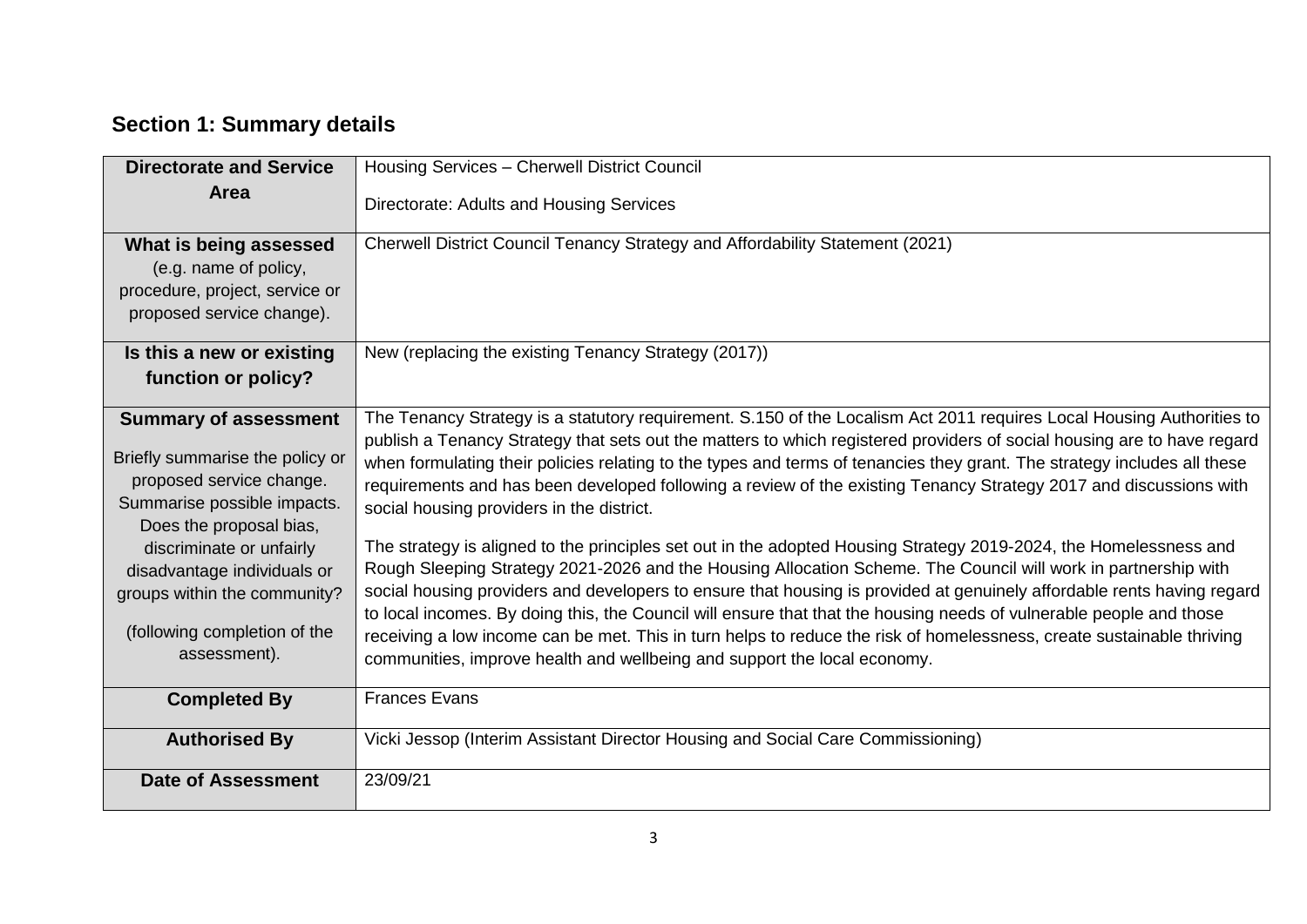## Section 1: Summary details

| | |
|---|---|
| **Directorate and Service Area** | Housing Services – Cherwell District Council<br><br>Directorate: Adults and Housing Services |
| **What is being assessed** (e.g. name of policy, procedure, project, service or proposed service change). | Cherwell District Council Tenancy Strategy and Affordability Statement (2021) |
| **Is this a new or existing function or policy?** | New (replacing the existing Tenancy Strategy (2017)) |
| **Summary of assessment**<br><br>Briefly summarise the policy or proposed service change. Summarise possible impacts. Does the proposal bias, discriminate or unfairly disadvantage individuals or groups within the community?<br><br>(following completion of the assessment). | The Tenancy Strategy is a statutory requirement. S.150 of the Localism Act 2011 requires Local Housing Authorities to publish a Tenancy Strategy that sets out the matters to which registered providers of social housing are to have regard when formulating their policies relating to the types and terms of tenancies they grant. The strategy includes all these requirements and has been developed following a review of the existing Tenancy Strategy 2017 and discussions with social housing providers in the district.<br><br>The strategy is aligned to the principles set out in the adopted Housing Strategy 2019-2024, the Homelessness and Rough Sleeping Strategy 2021-2026 and the Housing Allocation Scheme. The Council will work in partnership with social housing providers and developers to ensure that housing is provided at genuinely affordable rents having regard to local incomes. By doing this, the Council will ensure that that the housing needs of vulnerable people and those receiving a low income can be met. This in turn helps to reduce the risk of homelessness, create sustainable thriving communities, improve health and wellbeing and support the local economy. |
| **Completed By** | Frances Evans |
| **Authorised By** | Vicki Jessop (Interim Assistant Director Housing and Social Care Commissioning) |
| **Date of Assessment** | 23/09/21 |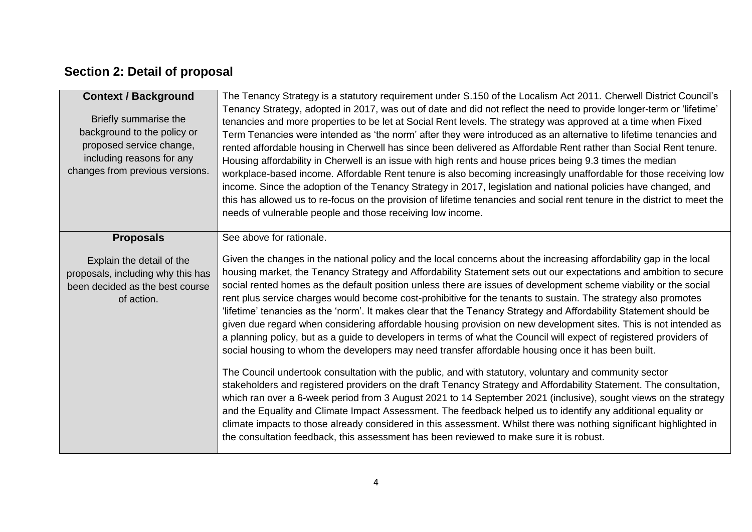## Section 2: Detail of proposal

| | |
|---|---|
| **Context / Background**<br><br>Briefly summarise the background to the policy or proposed service change, including reasons for any changes from previous versions. | The Tenancy Strategy is a statutory requirement under S.150 of the Localism Act 2011. Cherwell District Council's Tenancy Strategy, adopted in 2017, was out of date and did not reflect the need to provide longer-term or 'lifetime' tenancies and more properties to be let at Social Rent levels. The strategy was approved at a time when Fixed Term Tenancies were intended as 'the norm' after they were introduced as an alternative to lifetime tenancies and rented affordable housing in Cherwell has since been delivered as Affordable Rent rather than Social Rent tenure. Housing affordability in Cherwell is an issue with high rents and house prices being 9.3 times the median workplace-based income. Affordable Rent tenure is also becoming increasingly unaffordable for those receiving low income. Since the adoption of the Tenancy Strategy in 2017, legislation and national policies have changed, and this has allowed us to re-focus on the provision of lifetime tenancies and social rent tenure in the district to meet the needs of vulnerable people and those receiving low income. |
| **Proposals**<br><br>Explain the detail of the proposals, including why this has been decided as the best course of action. | See above for rationale.<br><br>Given the changes in the national policy and the local concerns about the increasing affordability gap in the local housing market, the Tenancy Strategy and Affordability Statement sets out our expectations and ambition to secure social rented homes as the default position unless there are issues of development scheme viability or the social rent plus service charges would become cost-prohibitive for the tenants to sustain. The strategy also promotes 'lifetime' tenancies as the 'norm'. It makes clear that the Tenancy Strategy and Affordability Statement should be given due regard when considering affordable housing provision on new development sites. This is not intended as a planning policy, but as a guide to developers in terms of what the Council will expect of registered providers of social housing to whom the developers may need transfer affordable housing once it has been built.<br><br>The Council undertook consultation with the public, and with statutory, voluntary and community sector stakeholders and registered providers on the draft Tenancy Strategy and Affordability Statement. The consultation, which ran over a 6-week period from 3 August 2021 to 14 September 2021 (inclusive), sought views on the strategy and the Equality and Climate Impact Assessment. The feedback helped us to identify any additional equality or climate impacts to those already considered in this assessment. Whilst there was nothing significant highlighted in the consultation feedback, this assessment has been reviewed to make sure it is robust. |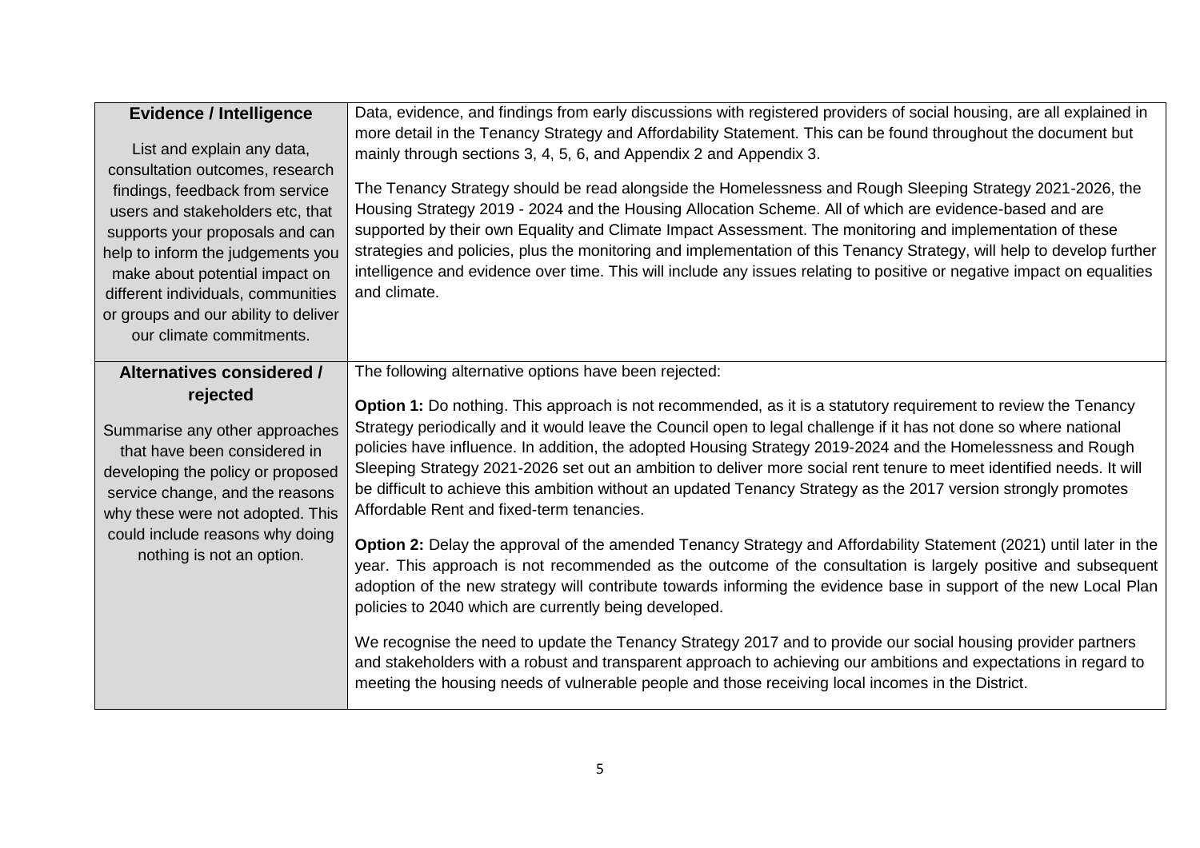| **Evidence / Intelligence**<br><br>List and explain any data, consultation outcomes, research findings, feedback from service users and stakeholders etc, that supports your proposals and can help to inform the judgements you make about potential impact on different individuals, communities or groups and our ability to deliver our climate commitments. | Data, evidence, and findings from early discussions with registered providers of social housing, are all explained in more detail in the Tenancy Strategy and Affordability Statement. This can be found throughout the document but mainly through sections 3, 4, 5, 6, and Appendix 2 and Appendix 3.<br><br>The Tenancy Strategy should be read alongside the Homelessness and Rough Sleeping Strategy 2021-2026, the Housing Strategy 2019 - 2024 and the Housing Allocation Scheme. All of which are evidence-based and are supported by their own Equality and Climate Impact Assessment. The monitoring and implementation of these strategies and policies, plus the monitoring and implementation of this Tenancy Strategy, will help to develop further intelligence and evidence over time. This will include any issues relating to positive or negative impact on equalities and climate. |
|---|---|
| **Alternatives considered / rejected**<br><br>Summarise any other approaches that have been considered in developing the policy or proposed service change, and the reasons why these were not adopted. This could include reasons why doing nothing is not an option. | The following alternative options have been rejected:<br><br>**Option 1:** Do nothing. This approach is not recommended, as it is a statutory requirement to review the Tenancy Strategy periodically and it would leave the Council open to legal challenge if it has not done so where national policies have influence. In addition, the adopted Housing Strategy 2019-2024 and the Homelessness and Rough Sleeping Strategy 2021-2026 set out an ambition to deliver more social rent tenure to meet identified needs. It will be difficult to achieve this ambition without an updated Tenancy Strategy as the 2017 version strongly promotes Affordable Rent and fixed-term tenancies.<br><br>**Option 2:** Delay the approval of the amended Tenancy Strategy and Affordability Statement (2021) until later in the year. This approach is not recommended as the outcome of the consultation is largely positive and subsequent adoption of the new strategy will contribute towards informing the evidence base in support of the new Local Plan policies to 2040 which are currently being developed.<br><br>We recognise the need to update the Tenancy Strategy 2017 and to provide our social housing provider partners and stakeholders with a robust and transparent approach to achieving our ambitions and expectations in regard to meeting the housing needs of vulnerable people and those receiving local incomes in the District. |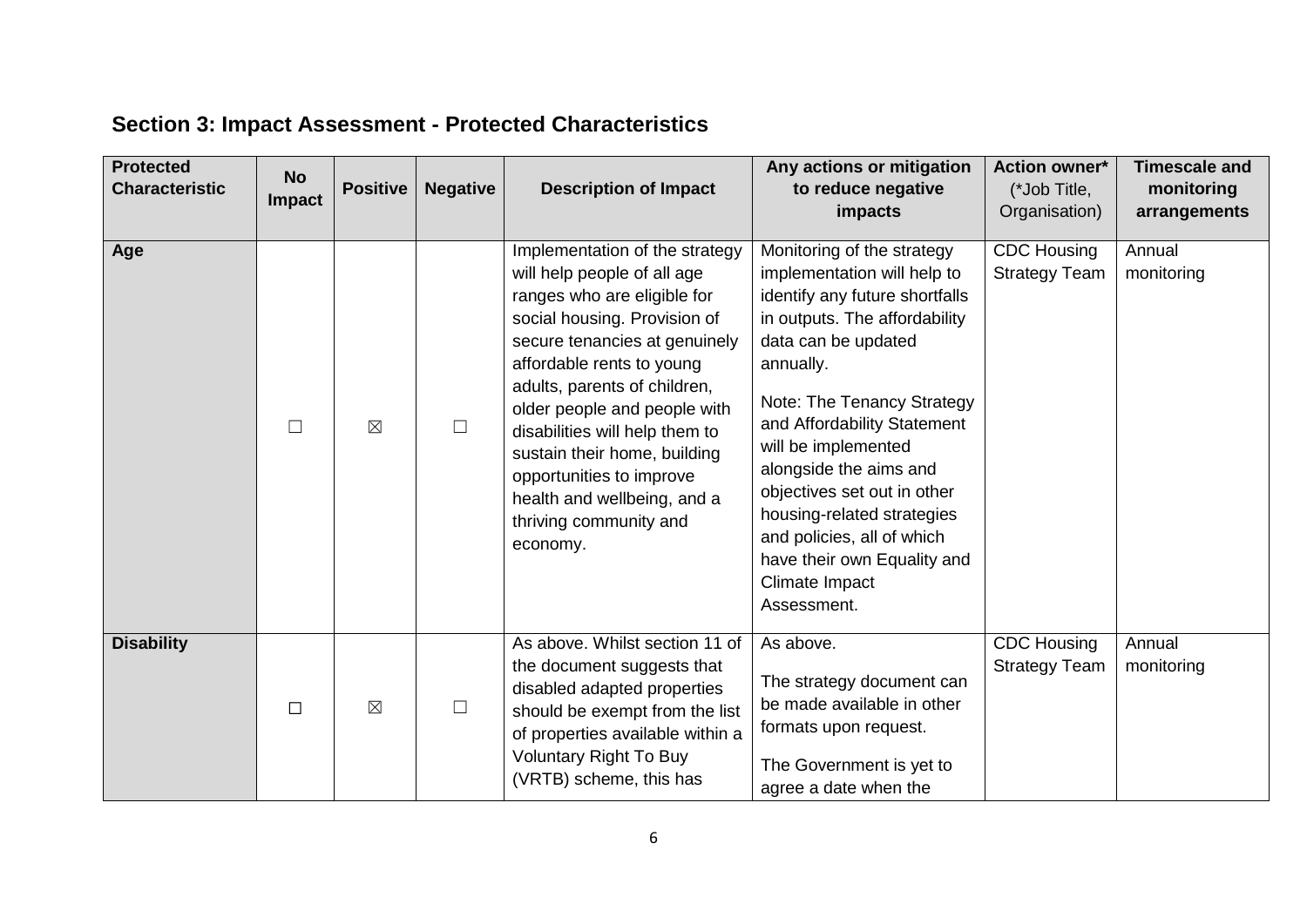## Section 3: Impact Assessment - Protected Characteristics

| Protected Characteristic | No Impact | Positive | Negative | Description of Impact | Any actions or mitigation to reduce negative impacts | Action owner* (*Job Title, Organisation) | Timescale and monitoring arrangements |
|---|---|---|---|---|---|---|---|
| **Age** | ☐ | ☒ | ☐ | Implementation of the strategy will help people of all age ranges who are eligible for social housing. Provision of secure tenancies at genuinely affordable rents to young adults, parents of children, older people and people with disabilities will help them to sustain their home, building opportunities to improve health and wellbeing, and a thriving community and economy. | Monitoring of the strategy implementation will help to identify any future shortfalls in outputs. The affordability data can be updated annually.<br><br>Note: The Tenancy Strategy and Affordability Statement will be implemented alongside the aims and objectives set out in other housing-related strategies and policies, all of which have their own Equality and Climate Impact Assessment. | CDC Housing Strategy Team | Annual monitoring |
| **Disability** | ☐ | ☒ | ☐ | As above. Whilst section 11 of the document suggests that disabled adapted properties should be exempt from the list of properties available within a Voluntary Right To Buy (VRTB) scheme, this has | As above.<br><br>The strategy document can be made available in other formats upon request.<br><br>The Government is yet to agree a date when the | CDC Housing Strategy Team | Annual monitoring |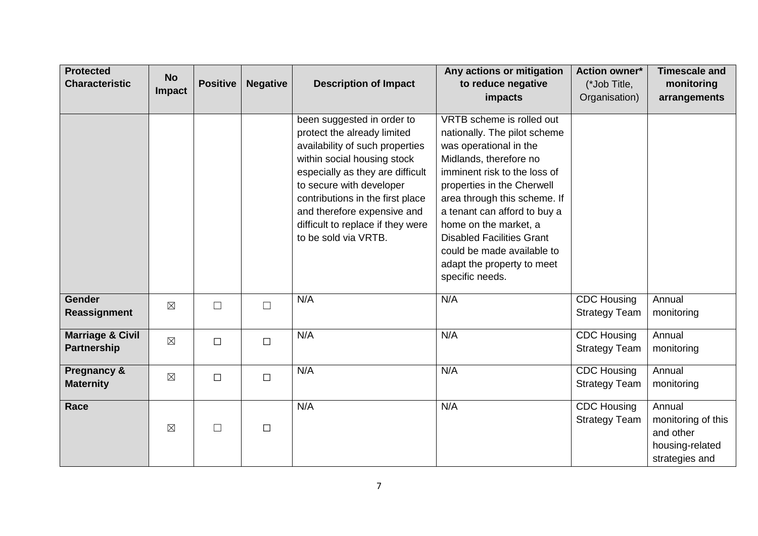| Protected Characteristic | No Impact | Positive | Negative | Description of Impact | Any actions or mitigation to reduce negative impacts | Action owner* (*Job Title, Organisation) | Timescale and monitoring arrangements |
|---|---|---|---|---|---|---|---|
| | | | | been suggested in order to protect the already limited availability of such properties within social housing stock especially as they are difficult to secure with developer contributions in the first place and therefore expensive and difficult to replace if they were to be sold via VRTB. | VRTB scheme is rolled out nationally. The pilot scheme was operational in the Midlands, therefore no imminent risk to the loss of properties in the Cherwell area through this scheme. If a tenant can afford to buy a home on the market, a Disabled Facilities Grant could be made available to adapt the property to meet specific needs. | | |
| **Gender Reassignment** | ☒ | ☐ | ☐ | N/A | N/A | CDC Housing Strategy Team | Annual monitoring |
| **Marriage & Civil Partnership** | ☒ | ☐ | ☐ | N/A | N/A | CDC Housing Strategy Team | Annual monitoring |
| **Pregnancy & Maternity** | ☒ | ☐ | ☐ | N/A | N/A | CDC Housing Strategy Team | Annual monitoring |
| **Race** | ☒ | ☐ | ☐ | N/A | N/A | CDC Housing Strategy Team | Annual monitoring of this and other housing-related strategies and |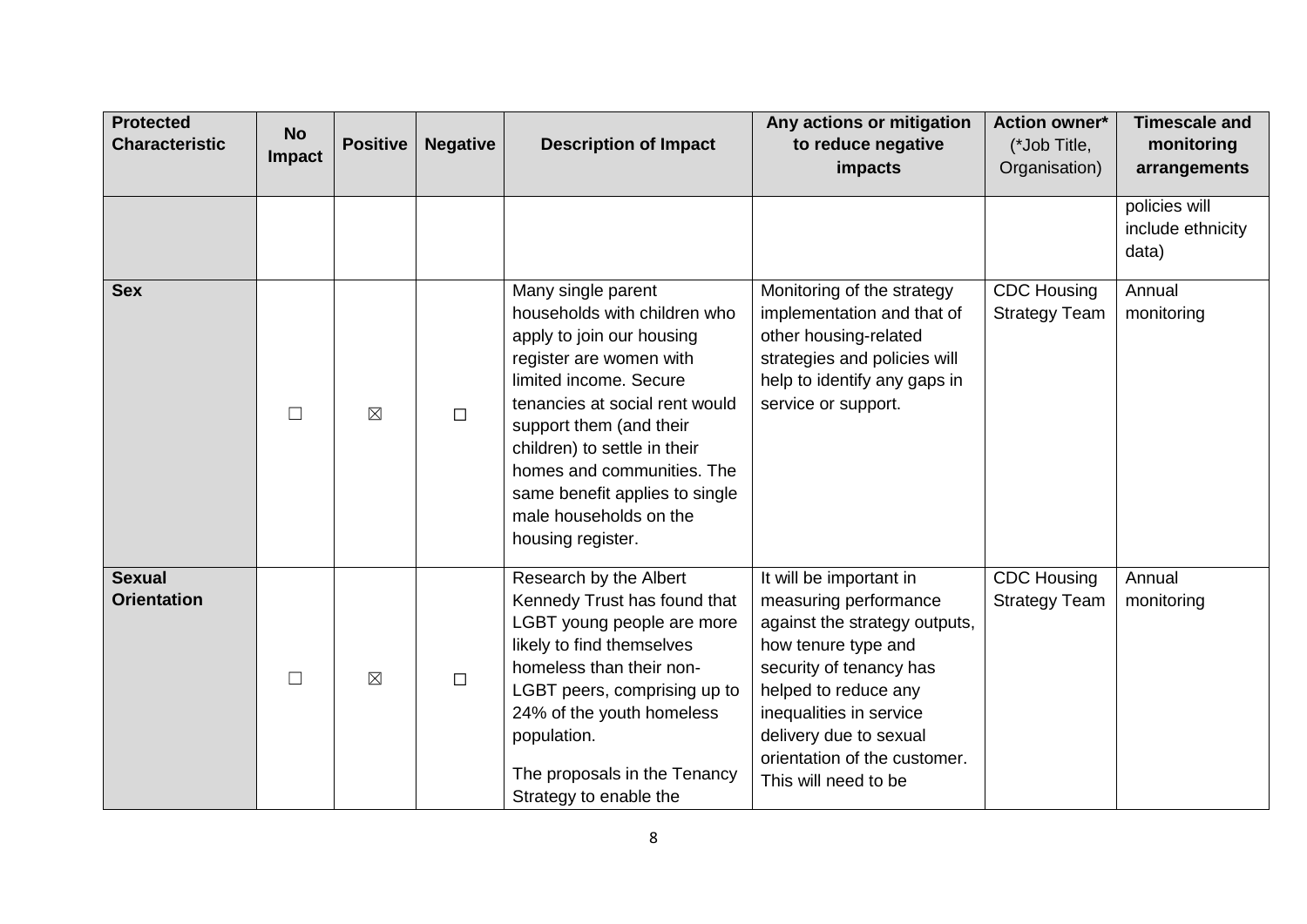| Protected Characteristic | No Impact | Positive | Negative | Description of Impact | Any actions or mitigation to reduce negative impacts | Action owner* (*Job Title, Organisation) | Timescale and monitoring arrangements |
|---|---|---|---|---|---|---|---|
| | | | | | | | policies will include ethnicity data) |
| **Sex** | ☐ | ☒ | ☐ | Many single parent households with children who apply to join our housing register are women with limited income. Secure tenancies at social rent would support them (and their children) to settle in their homes and communities. The same benefit applies to single male households on the housing register. | Monitoring of the strategy implementation and that of other housing-related strategies and policies will help to identify any gaps in service or support. | CDC Housing Strategy Team | Annual monitoring |
| **Sexual Orientation** | ☐ | ☒ | ☐ | Research by the Albert Kennedy Trust has found that LGBT young people are more likely to find themselves homeless than their non-LGBT peers, comprising up to 24% of the youth homeless population.<br><br>The proposals in the Tenancy Strategy to enable the | It will be important in measuring performance against the strategy outputs, how tenure type and security of tenancy has helped to reduce any inequalities in service delivery due to sexual orientation of the customer. This will need to be | CDC Housing Strategy Team | Annual monitoring |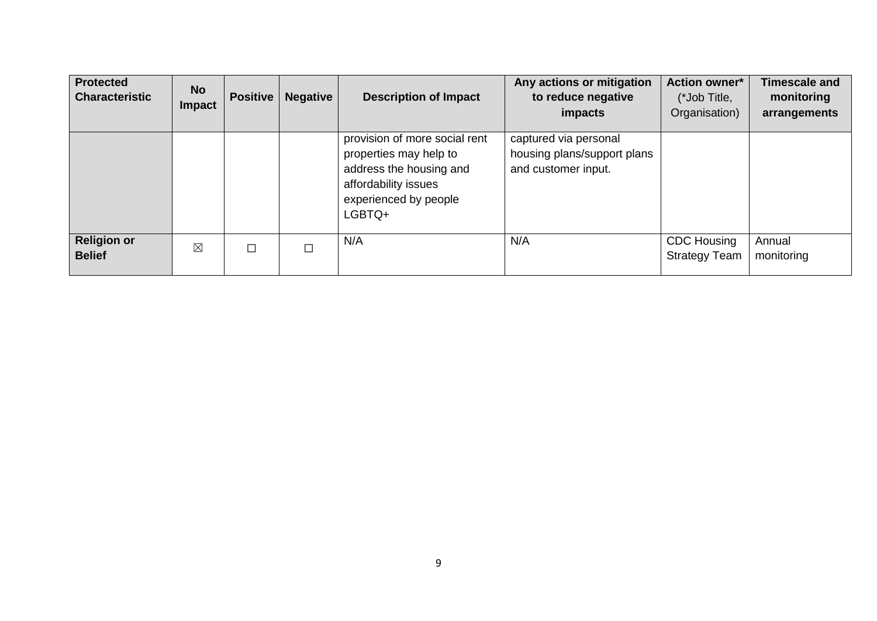| Protected Characteristic | No Impact | Positive | Negative | Description of Impact | Any actions or mitigation to reduce negative impacts | Action owner* (*Job Title, Organisation) | Timescale and monitoring arrangements |
|---|---|---|---|---|---|---|---|
| | | | | provision of more social rent properties may help to address the housing and affordability issues experienced by people LGBTQ+ | captured via personal housing plans/support plans and customer input. | | |
| **Religion or Belief** | ☒ | ☐ | ☐ | N/A | N/A | CDC Housing Strategy Team | Annual monitoring |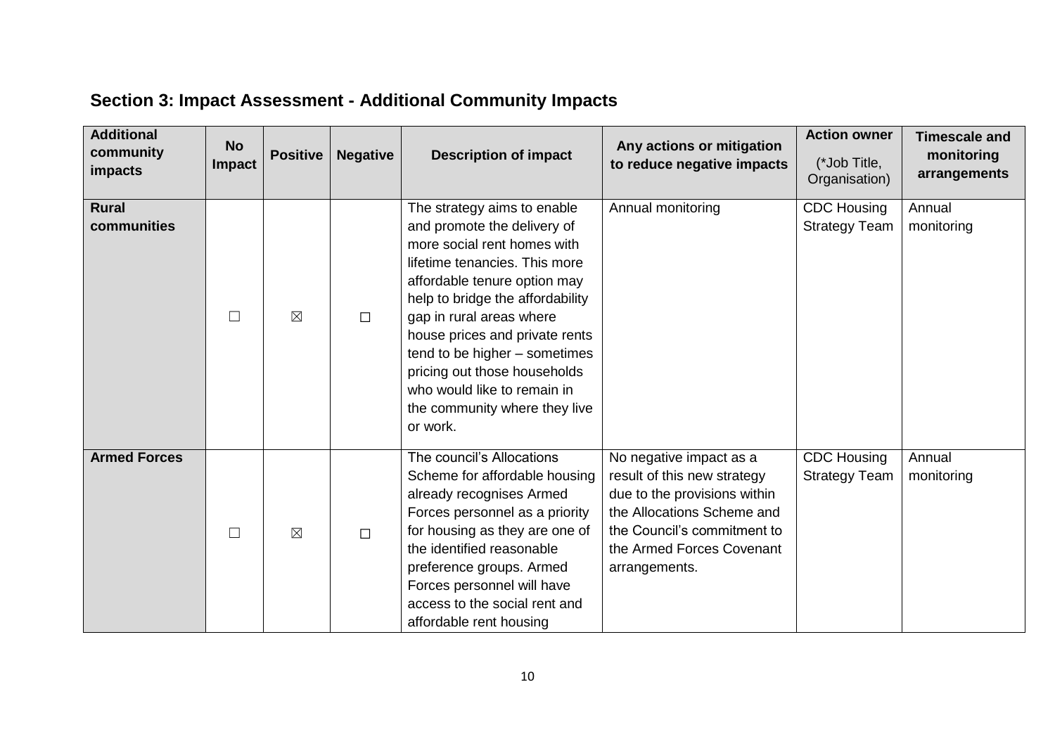## Section 3: Impact Assessment - Additional Community Impacts

| Additional community impacts | No Impact | Positive | Negative | Description of impact | Any actions or mitigation to reduce negative impacts | Action owner (*Job Title, Organisation) | Timescale and monitoring arrangements |
|---|---|---|---|---|---|---|---|
| **Rural communities** | ☐ | ☒ | ☐ | The strategy aims to enable and promote the delivery of more social rent homes with lifetime tenancies. This more affordable tenure option may help to bridge the affordability gap in rural areas where house prices and private rents tend to be higher – sometimes pricing out those households who would like to remain in the community where they live or work. | Annual monitoring | CDC Housing Strategy Team | Annual monitoring |
| **Armed Forces** | ☐ | ☒ | ☐ | The council's Allocations Scheme for affordable housing already recognises Armed Forces personnel as a priority for housing as they are one of the identified reasonable preference groups. Armed Forces personnel will have access to the social rent and affordable rent housing | No negative impact as a result of this new strategy due to the provisions within the Allocations Scheme and the Council's commitment to the Armed Forces Covenant arrangements. | CDC Housing Strategy Team | Annual monitoring |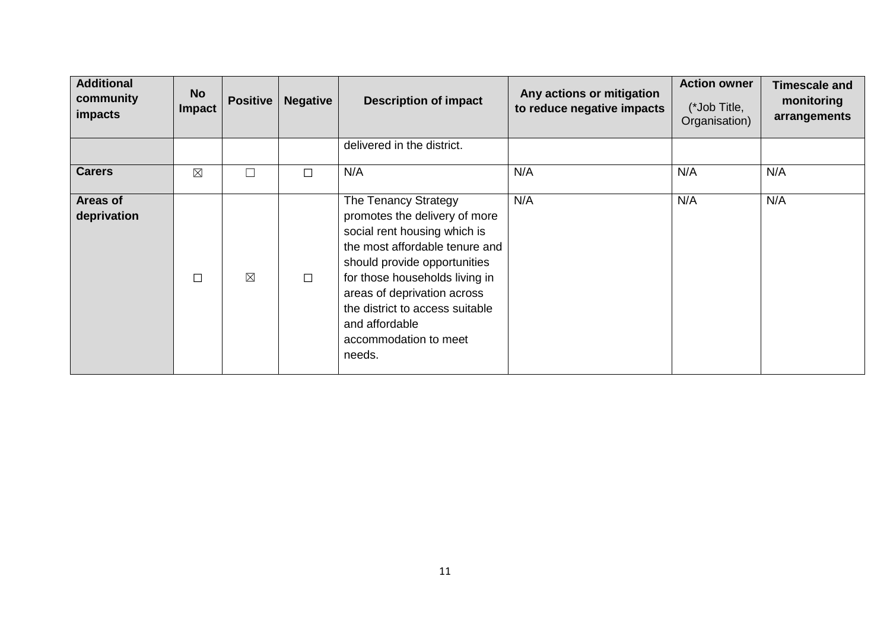| Additional community impacts | No Impact | Positive | Negative | Description of impact | Any actions or mitigation to reduce negative impacts | Action owner (*Job Title, Organisation) | Timescale and monitoring arrangements |
|---|---|---|---|---|---|---|---|
| | | | | delivered in the district. | | | |
| **Carers** | ☒ | ☐ | ☐ | N/A | N/A | N/A | N/A |
| **Areas of deprivation** | ☐ | ☒ | ☐ | The Tenancy Strategy promotes the delivery of more social rent housing which is the most affordable tenure and should provide opportunities for those households living in areas of deprivation across the district to access suitable and affordable accommodation to meet needs. | N/A | N/A | N/A |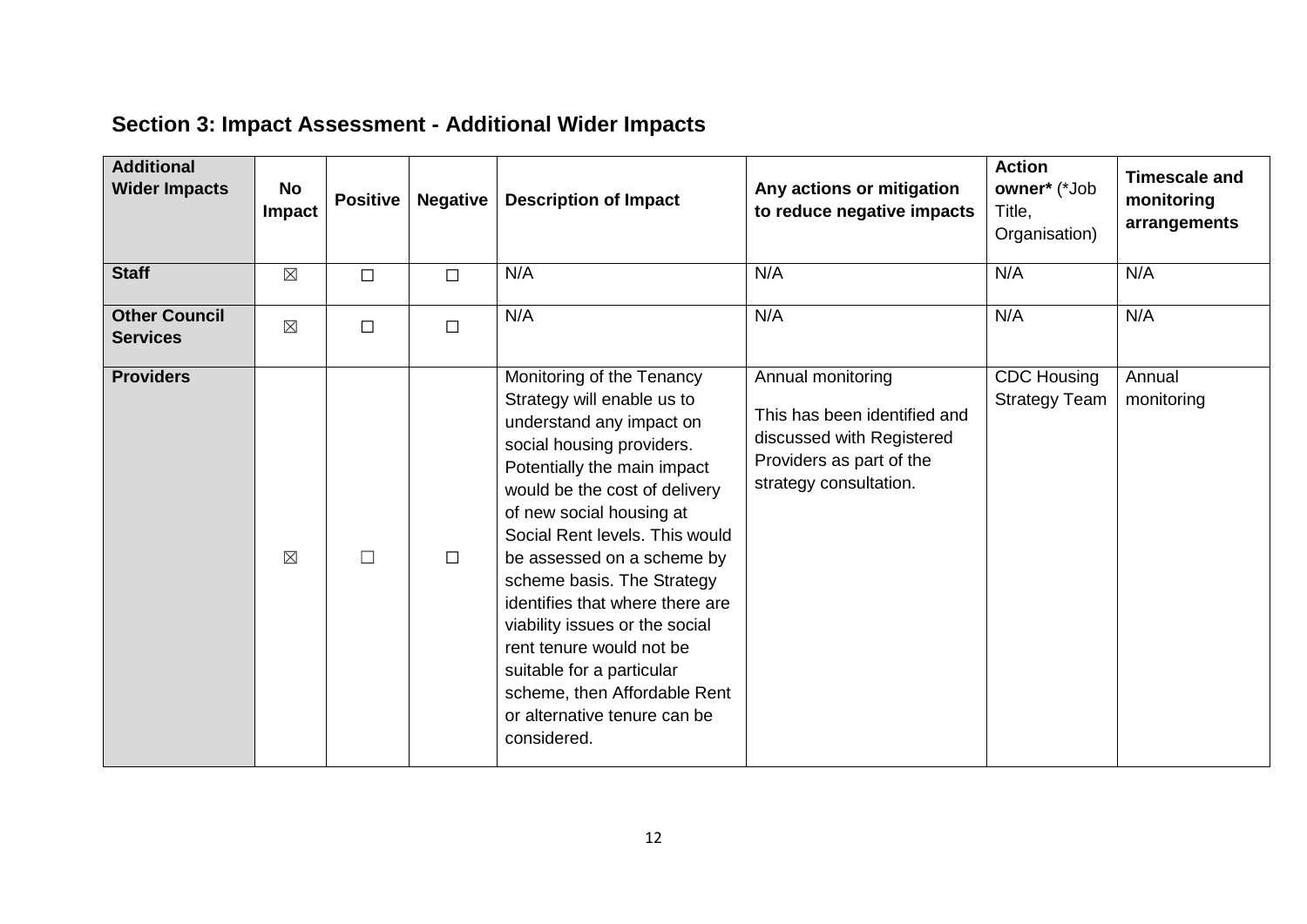## Section 3: Impact Assessment - Additional Wider Impacts

| Additional Wider Impacts | No Impact | Positive | Negative | Description of Impact | Any actions or mitigation to reduce negative impacts | Action owner* (*Job Title, Organisation) | Timescale and monitoring arrangements |
|---|---|---|---|---|---|---|---|
| **Staff** | ☒ | ☐ | ☐ | N/A | N/A | N/A | N/A |
| **Other Council Services** | ☒ | ☐ | ☐ | N/A | N/A | N/A | N/A |
| **Providers** | ☒ | ☐ | ☐ | Monitoring of the Tenancy Strategy will enable us to understand any impact on social housing providers. Potentially the main impact would be the cost of delivery of new social housing at Social Rent levels. This would be assessed on a scheme by scheme basis. The Strategy identifies that where there are viability issues or the social rent tenure would not be suitable for a particular scheme, then Affordable Rent or alternative tenure can be considered. | Annual monitoring<br><br>This has been identified and discussed with Registered Providers as part of the strategy consultation. | CDC Housing Strategy Team | Annual monitoring |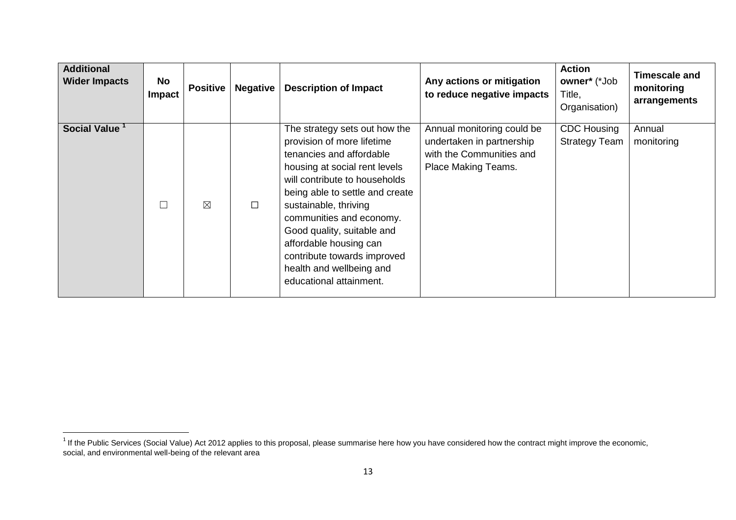| Additional Wider Impacts | No Impact | Positive | Negative | Description of Impact | Any actions or mitigation to reduce negative impacts | Action owner* (*Job Title, Organisation) | Timescale and monitoring arrangements |
|---|---|---|---|---|---|---|---|
| Social Value [1] | ☐ | ☒ | ☐ | The strategy sets out how the provision of more lifetime tenancies and affordable housing at social rent levels will contribute to households being able to settle and create sustainable, thriving communities and economy. Good quality, suitable and affordable housing can contribute towards improved health and wellbeing and educational attainment. | Annual monitoring could be undertaken in partnership with the Communities and Place Making Teams. | CDC Housing Strategy Team | Annual monitoring |

[1] If the Public Services (Social Value) Act 2012 applies to this proposal, please summarise here how you have considered how the contract might improve the economic, social, and environmental well-being of the relevant area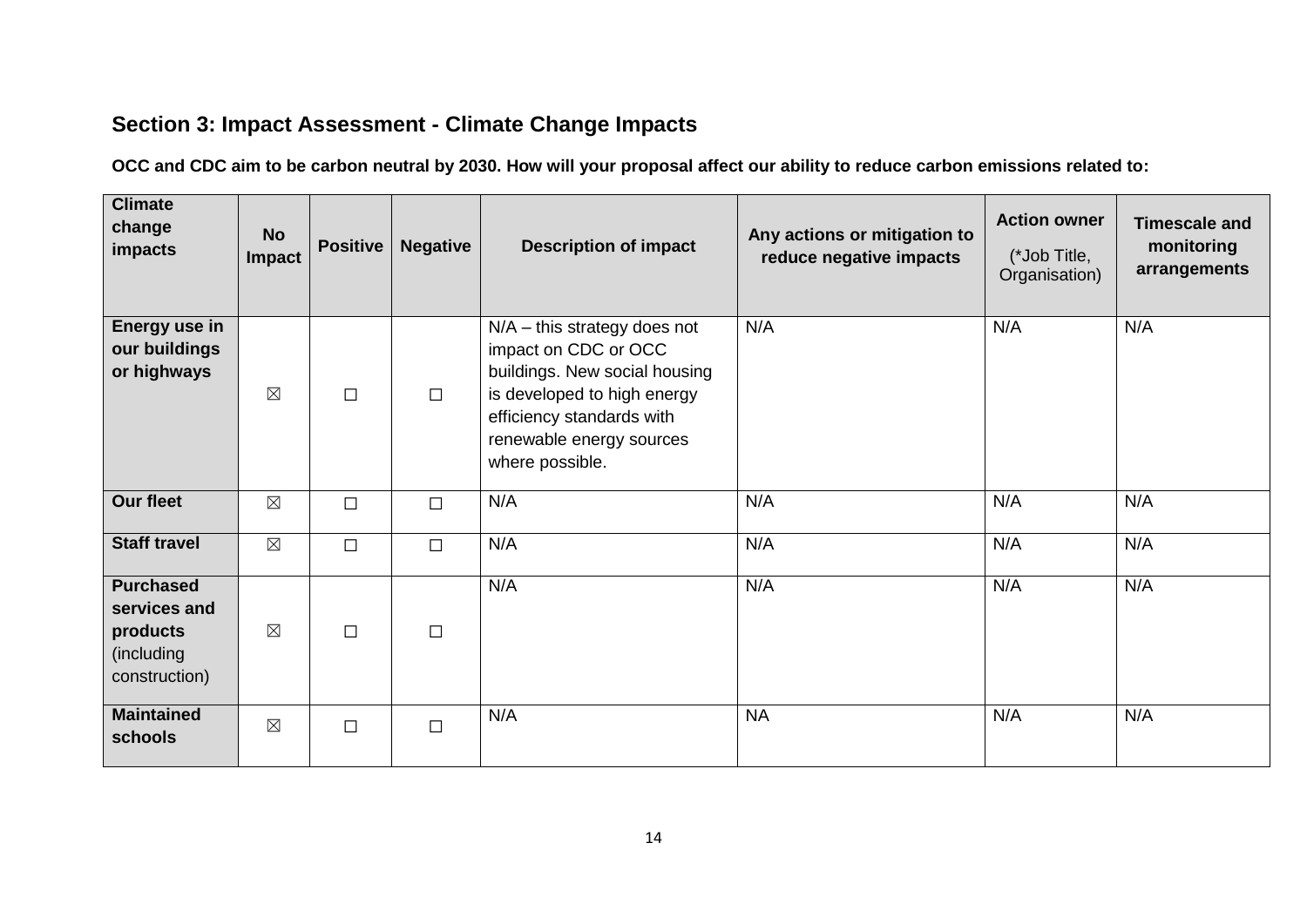## Section 3: Impact Assessment - Climate Change Impacts

**OCC and CDC aim to be carbon neutral by 2030. How will your proposal affect our ability to reduce carbon emissions related to:**

| Climate change impacts | No Impact | Positive | Negative | Description of impact | Any actions or mitigation to reduce negative impacts | Action owner (*Job Title, Organisation) | Timescale and monitoring arrangements |
|---|---|---|---|---|---|---|---|
| **Energy use in our buildings or highways** | ☒ | ☐ | ☐ | N/A – this strategy does not impact on CDC or OCC buildings. New social housing is developed to high energy efficiency standards with renewable energy sources where possible. | N/A | N/A | N/A |
| **Our fleet** | ☒ | ☐ | ☐ | N/A | N/A | N/A | N/A |
| **Staff travel** | ☒ | ☐ | ☐ | N/A | N/A | N/A | N/A |
| **Purchased services and products** (including construction) | ☒ | ☐ | ☐ | N/A | N/A | N/A | N/A |
| **Maintained schools** | ☒ | ☐ | ☐ | N/A | NA | N/A | N/A |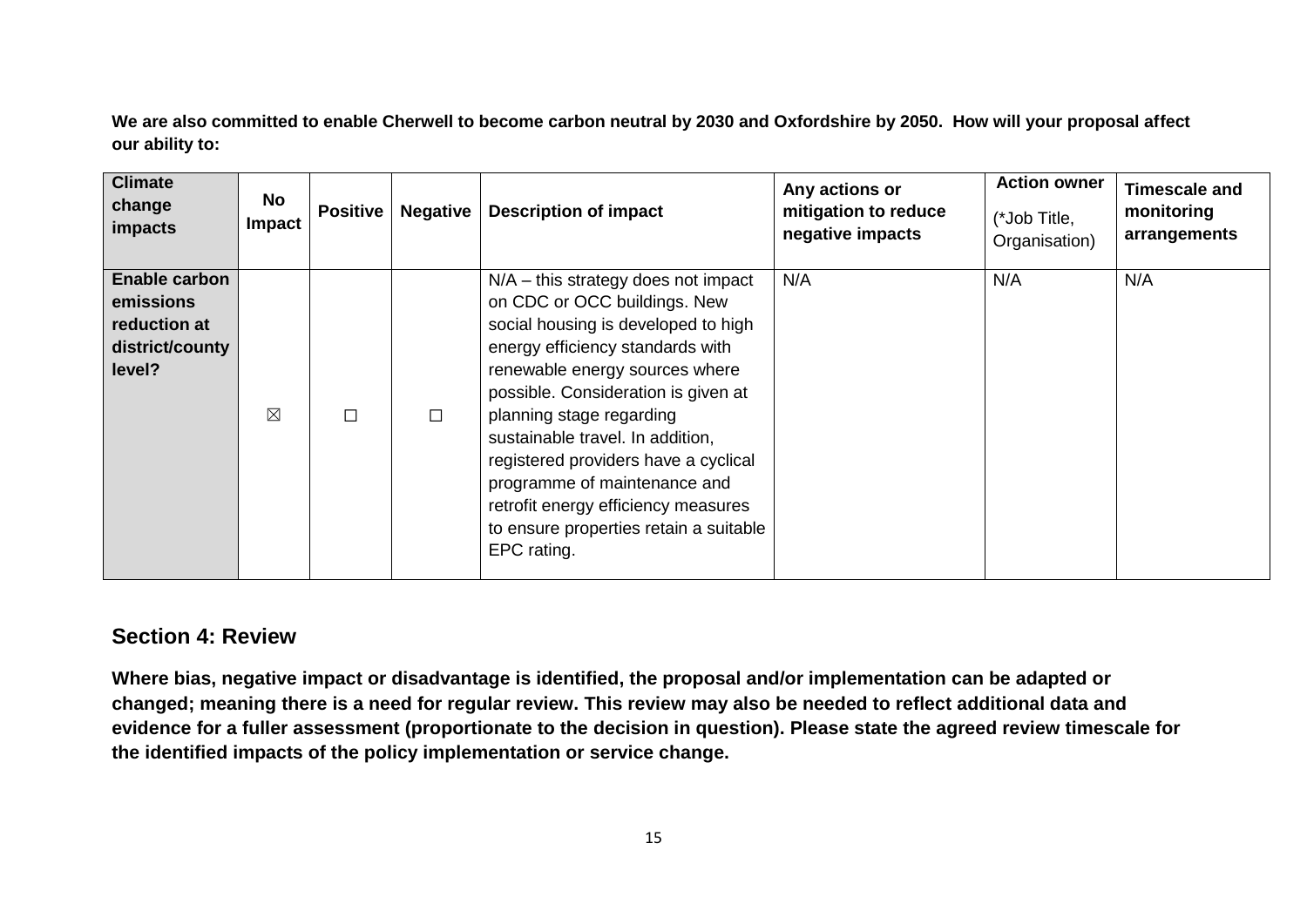**We are also committed to enable Cherwell to become carbon neutral by 2030 and Oxfordshire by 2050. How will your proposal affect our ability to:**

| Climate change impacts | No Impact | Positive | Negative | Description of impact | Any actions or mitigation to reduce negative impacts | Action owner (*Job Title, Organisation) | Timescale and monitoring arrangements |
|---|---|---|---|---|---|---|---|
| **Enable carbon emissions reduction at district/county level?** | ☒ | ☐ | ☐ | N/A – this strategy does not impact on CDC or OCC buildings. New social housing is developed to high energy efficiency standards with renewable energy sources where possible. Consideration is given at planning stage regarding sustainable travel. In addition, registered providers have a cyclical programme of maintenance and retrofit energy efficiency measures to ensure properties retain a suitable EPC rating. | N/A | N/A | N/A |

## Section 4: Review

**Where bias, negative impact or disadvantage is identified, the proposal and/or implementation can be adapted or changed; meaning there is a need for regular review. This review may also be needed to reflect additional data and evidence for a fuller assessment (proportionate to the decision in question). Please state the agreed review timescale for the identified impacts of the policy implementation or service change.**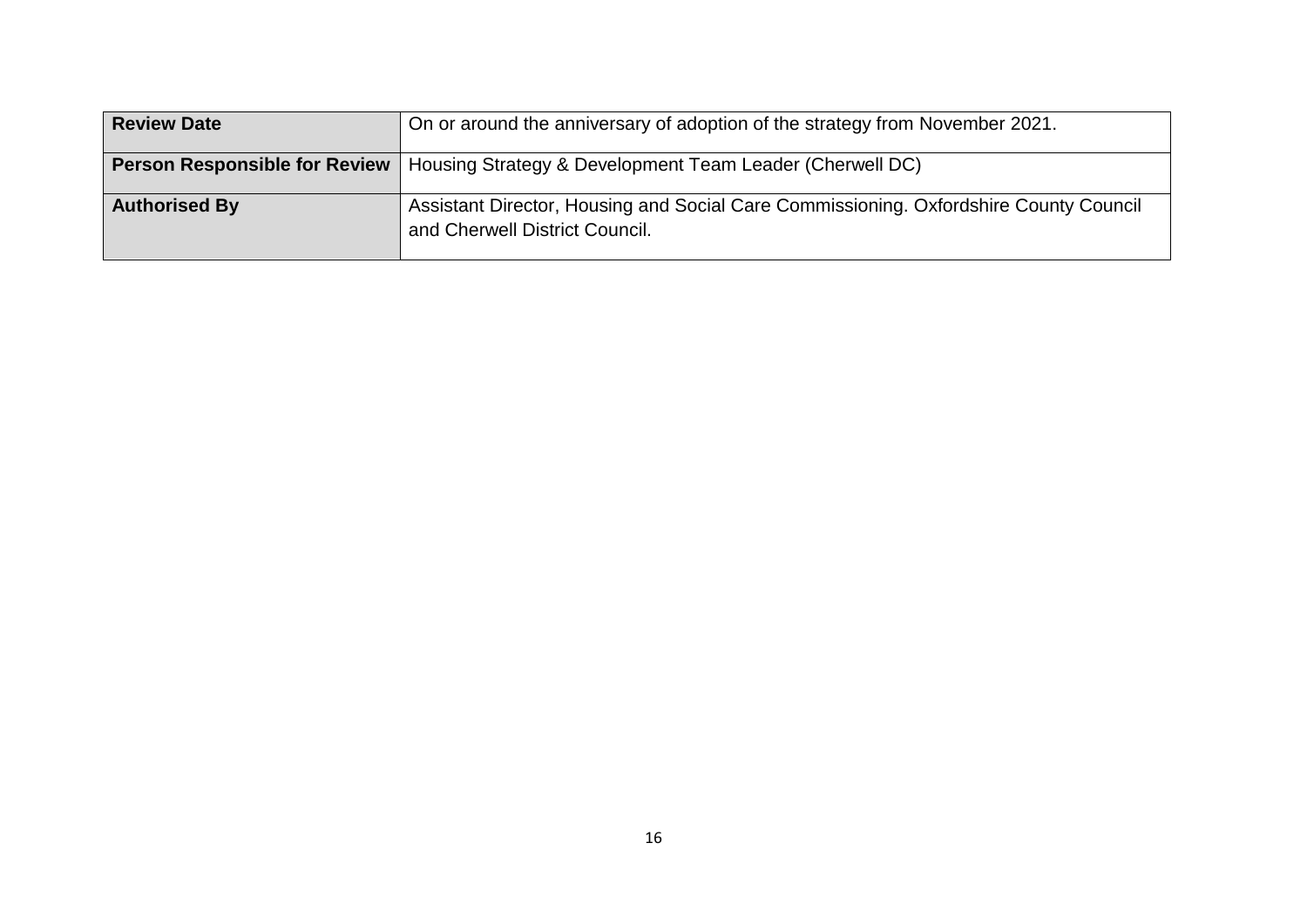| | |
|---|---|
| **Review Date** | On or around the anniversary of adoption of the strategy from November 2021. |
| **Person Responsible for Review** | Housing Strategy & Development Team Leader (Cherwell DC) |
| **Authorised By** | Assistant Director, Housing and Social Care Commissioning. Oxfordshire County Council and Cherwell District Council. |